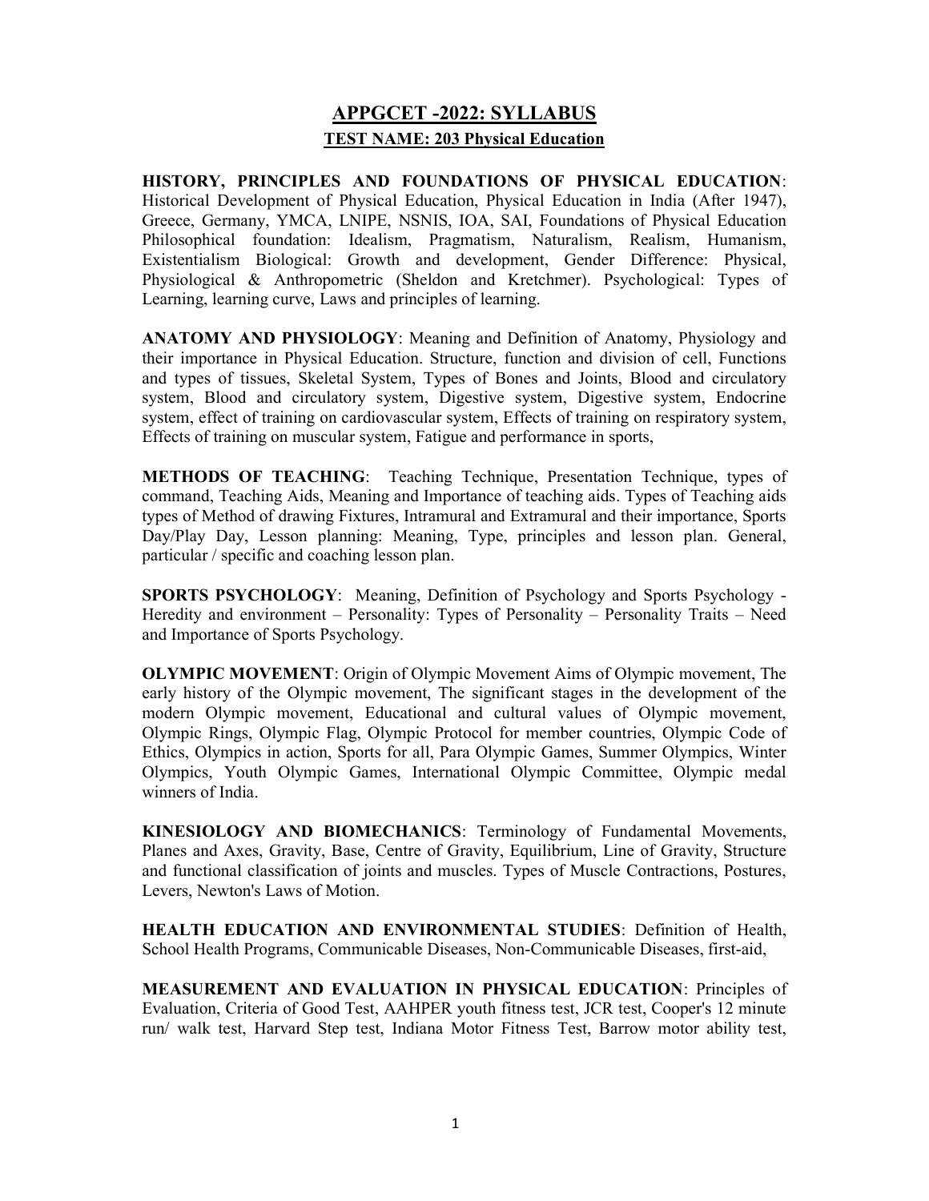# APPGCET -2022: SYLLABUS

## TEST NAME: 203 Physical Education

**HISTORY, PRINCIPLES AND FOUNDATIONS OF PHYSICAL EDUCATION**: Historical Development of Physical Education, Physical Education in India (After 1947), Greece, Germany, YMCA, LNIPE, NSNIS, IOA, SAI, Foundations of Physical Education Philosophical foundation: Idealism, Pragmatism, Naturalism, Realism, Humanism, Existentialism Biological: Growth and development, Gender Difference: Physical, Physiological & Anthropometric (Sheldon and Kretchmer). Psychological: Types of Learning, learning curve, Laws and principles of learning.

**ANATOMY AND PHYSIOLOGY**: Meaning and Definition of Anatomy, Physiology and their importance in Physical Education. Structure, function and division of cell, Functions and types of tissues, Skeletal System, Types of Bones and Joints, Blood and circulatory system, Blood and circulatory system, Digestive system, Digestive system, Endocrine system, effect of training on cardiovascular system, Effects of training on respiratory system, Effects of training on muscular system, Fatigue and performance in sports,

**METHODS OF TEACHING**: Teaching Technique, Presentation Technique, types of command, Teaching Aids, Meaning and Importance of teaching aids. Types of Teaching aids types of Method of drawing Fixtures, Intramural and Extramural and their importance, Sports Day/Play Day, Lesson planning: Meaning, Type, principles and lesson plan. General, particular / specific and coaching lesson plan.

**SPORTS PSYCHOLOGY**: Meaning, Definition of Psychology and Sports Psychology - Heredity and environment – Personality: Types of Personality – Personality Traits – Need and Importance of Sports Psychology.

**OLYMPIC MOVEMENT**: Origin of Olympic Movement Aims of Olympic movement, The early history of the Olympic movement, The significant stages in the development of the modern Olympic movement, Educational and cultural values of Olympic movement, Olympic Rings, Olympic Flag, Olympic Protocol for member countries, Olympic Code of Ethics, Olympics in action, Sports for all, Para Olympic Games, Summer Olympics, Winter Olympics, Youth Olympic Games, International Olympic Committee, Olympic medal winners of India.

**KINESIOLOGY AND BIOMECHANICS**: Terminology of Fundamental Movements, Planes and Axes, Gravity, Base, Centre of Gravity, Equilibrium, Line of Gravity, Structure and functional classification of joints and muscles. Types of Muscle Contractions, Postures, Levers, Newton's Laws of Motion.

**HEALTH EDUCATION AND ENVIRONMENTAL STUDIES**: Definition of Health, School Health Programs, Communicable Diseases, Non-Communicable Diseases, first-aid,

**MEASUREMENT AND EVALUATION IN PHYSICAL EDUCATION**: Principles of Evaluation, Criteria of Good Test, AAHPER youth fitness test, JCR test, Cooper's 12 minute run/ walk test, Harvard Step test, Indiana Motor Fitness Test, Barrow motor ability test,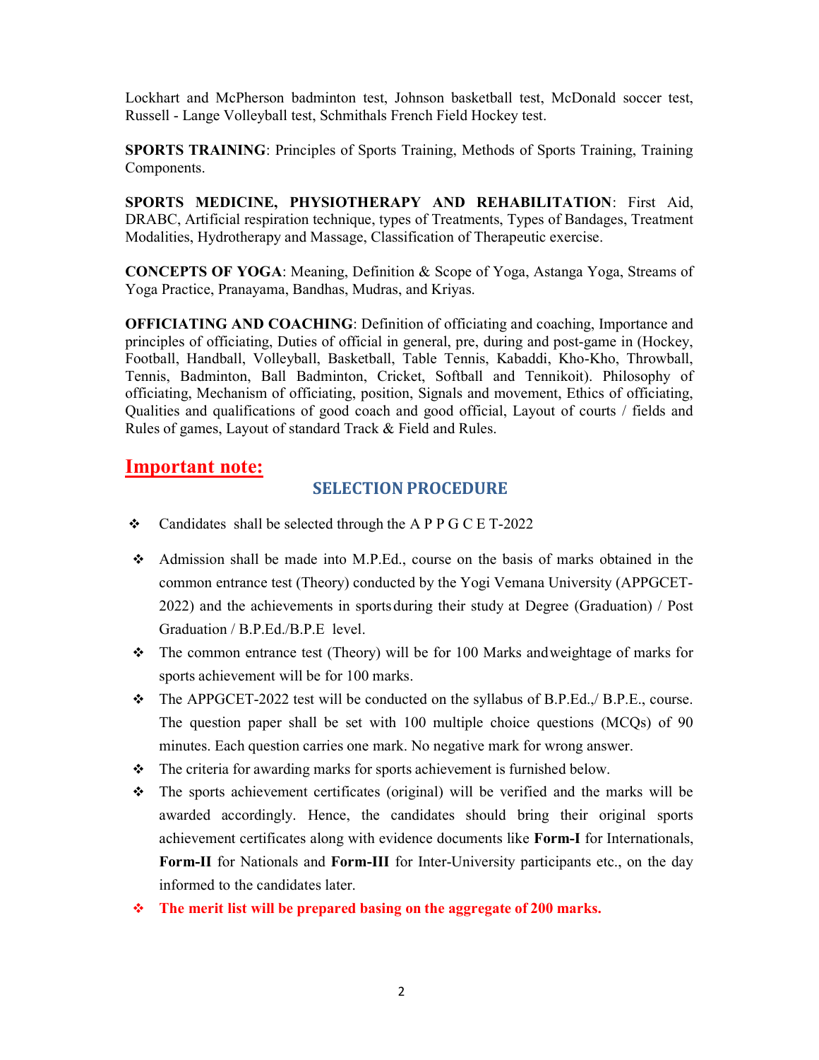Lockhart and McPherson badminton test, Johnson basketball test, McDonald soccer test, Russell - Lange Volleyball test, Schmithals French Field Hockey test.

**SPORTS TRAINING**: Principles of Sports Training, Methods of Sports Training, Training Components.

**SPORTS MEDICINE, PHYSIOTHERAPY AND REHABILITATION**: First Aid, DRABC, Artificial respiration technique, types of Treatments, Types of Bandages, Treatment Modalities, Hydrotherapy and Massage, Classification of Therapeutic exercise.

**CONCEPTS OF YOGA**: Meaning, Definition & Scope of Yoga, Astanga Yoga, Streams of Yoga Practice, Pranayama, Bandhas, Mudras, and Kriyas.

**OFFICIATING AND COACHING**: Definition of officiating and coaching, Importance and principles of officiating, Duties of official in general, pre, during and post-game in (Hockey, Football, Handball, Volleyball, Basketball, Table Tennis, Kabaddi, Kho-Kho, Throwball, Tennis, Badminton, Ball Badminton, Cricket, Softball and Tennikoit). Philosophy of officiating, Mechanism of officiating, position, Signals and movement, Ethics of officiating, Qualities and qualifications of good coach and good official, Layout of courts / fields and Rules of games, Layout of standard Track & Field and Rules.

## Important note:

### SELECTION PROCEDURE

- Candidates shall be selected through the A P P G C E T-2022
- Admission shall be made into M.P.Ed., course on the basis of marks obtained in the common entrance test (Theory) conducted by the Yogi Vemana University (APPGCET-2022) and the achievements in sports during their study at Degree (Graduation) / Post Graduation / B.P.Ed./B.P.E level.
- The common entrance test (Theory) will be for 100 Marks and weightage of marks for sports achievement will be for 100 marks.
- The APPGCET-2022 test will be conducted on the syllabus of B.P.Ed.,/ B.P.E., course. The question paper shall be set with 100 multiple choice questions (MCQs) of 90 minutes. Each question carries one mark. No negative mark for wrong answer.
- The criteria for awarding marks for sports achievement is furnished below.
- The sports achievement certificates (original) will be verified and the marks will be awarded accordingly. Hence, the candidates should bring their original sports achievement certificates along with evidence documents like **Form-I** for Internationals, **Form-II** for Nationals and **Form-III** for Inter-University participants etc., on the day informed to the candidates later.
- **The merit list will be prepared basing on the aggregate of 200 marks.**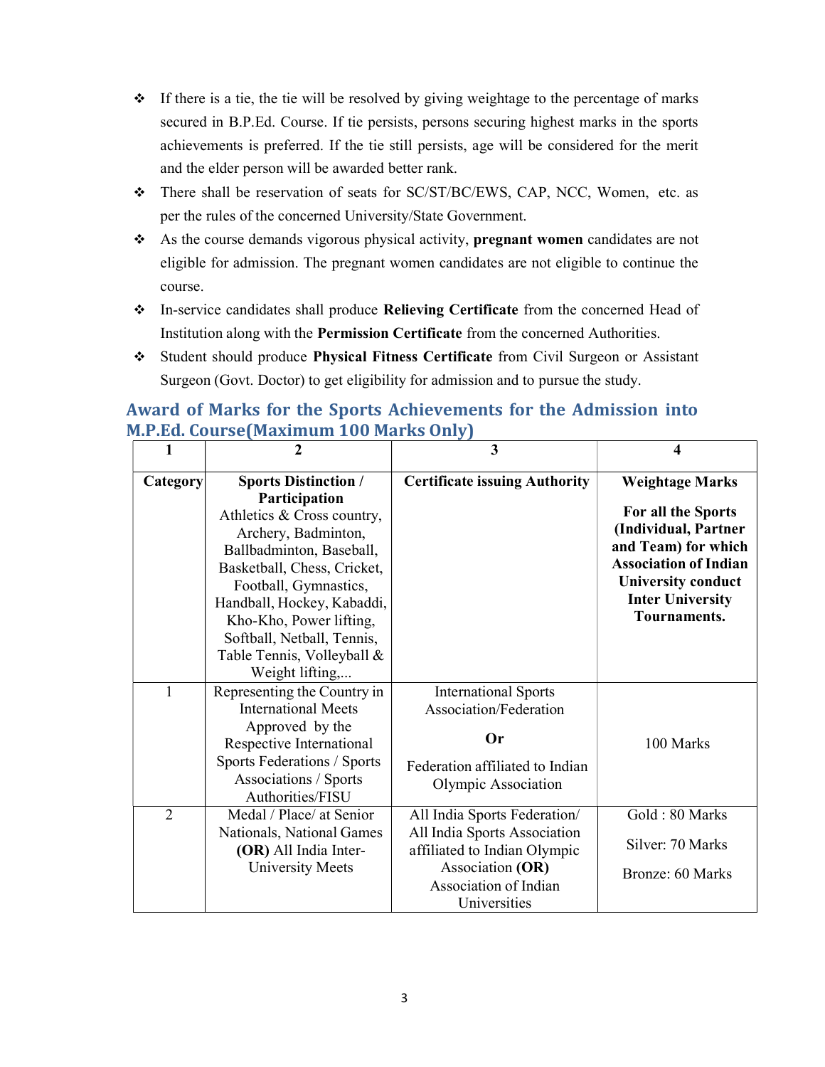- If there is a tie, the tie will be resolved by giving weightage to the percentage of marks secured in B.P.Ed. Course. If tie persists, persons securing highest marks in the sports achievements is preferred. If the tie still persists, age will be considered for the merit and the elder person will be awarded better rank.
- There shall be reservation of seats for SC/ST/BC/EWS, CAP, NCC, Women, etc. as per the rules of the concerned University/State Government.
- As the course demands vigorous physical activity, **pregnant women** candidates are not eligible for admission. The pregnant women candidates are not eligible to continue the course.
- In-service candidates shall produce **Relieving Certificate** from the concerned Head of Institution along with the **Permission Certificate** from the concerned Authorities.
- Student should produce **Physical Fitness Certificate** from Civil Surgeon or Assistant Surgeon (Govt. Doctor) to get eligibility for admission and to pursue the study.

## Award of Marks for the Sports Achievements for the Admission into M.P.Ed. Course(Maximum 100 Marks Only)

| 1 | 2 | 3 | 4 |
|---|---|---|---|
| **Category** | **Sports Distinction / Participation** Athletics & Cross country, Archery, Badminton, Ballbadminton, Baseball, Basketball, Chess, Cricket, Football, Gymnastics, Handball, Hockey, Kabaddi, Kho-Kho, Power lifting, Softball, Netball, Tennis, Table Tennis, Volleyball & Weight lifting,... | **Certificate issuing Authority** | **Weightage Marks** **For all the Sports (Individual, Partner and Team) for which Association of Indian University conduct Inter University Tournaments.** |
| 1 | Representing the Country in International Meets Approved by the Respective International Sports Federations / Sports Associations / Sports Authorities/FISU | International Sports Association/Federation **Or** Federation affiliated to Indian Olympic Association | 100 Marks |
| 2 | Medal / Place/ at Senior Nationals, National Games **(OR)** All India Inter-University Meets | All India Sports Federation/ All India Sports Association affiliated to Indian Olympic Association **(OR)** Association of Indian Universities | Gold : 80 Marks Silver: 70 Marks Bronze: 60 Marks |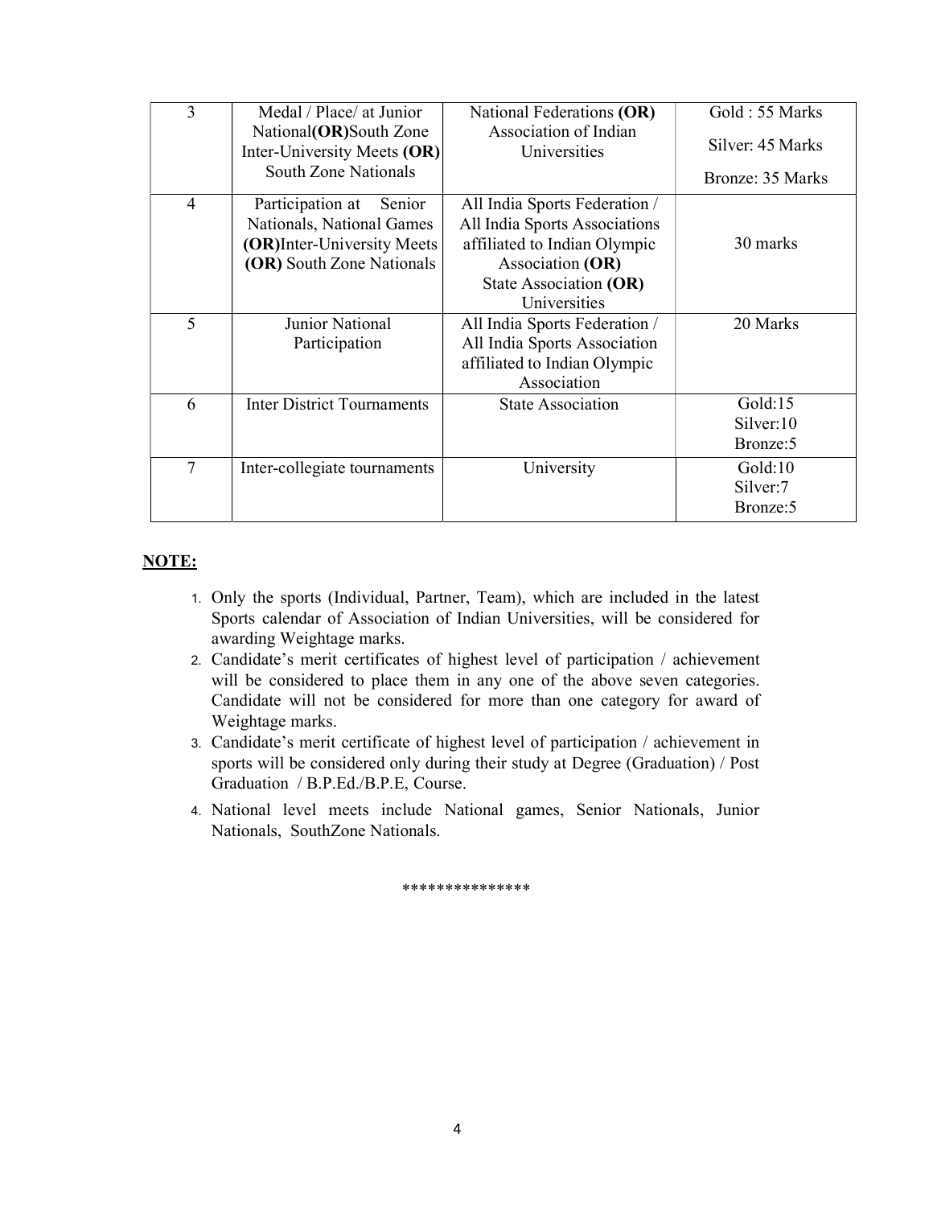| | | | |
|---|---|---|---|
| 3 | Medal / Place/ at Junior National**(OR)**South Zone Inter-University Meets **(OR)** South Zone Nationals | National Federations **(OR)** Association of Indian Universities | Gold : 55 Marks<br>Silver: 45 Marks<br>Bronze: 35 Marks |
| 4 | Participation at Senior Nationals, National Games **(OR)**Inter-University Meets **(OR)** South Zone Nationals | All India Sports Federation / All India Sports Associations affiliated to Indian Olympic Association **(OR)** State Association **(OR)** Universities | 30 marks |
| 5 | Junior National Participation | All India Sports Federation / All India Sports Association affiliated to Indian Olympic Association | 20 Marks |
| 6 | Inter District Tournaments | State Association | Gold:15<br>Silver:10<br>Bronze:5 |
| 7 | Inter-collegiate tournaments | University | Gold:10<br>Silver:7<br>Bronze:5 |

**NOTE:**

1. Only the sports (Individual, Partner, Team), which are included in the latest Sports calendar of Association of Indian Universities, will be considered for awarding Weightage marks.
2. Candidate's merit certificates of highest level of participation / achievement will be considered to place them in any one of the above seven categories. Candidate will not be considered for more than one category for award of Weightage marks.
3. Candidate's merit certificate of highest level of participation / achievement in sports will be considered only during their study at Degree (Graduation) / Post Graduation / B.P.Ed./B.P.E, Course.
4. National level meets include National games, Senior Nationals, Junior Nationals, SouthZone Nationals.

***************